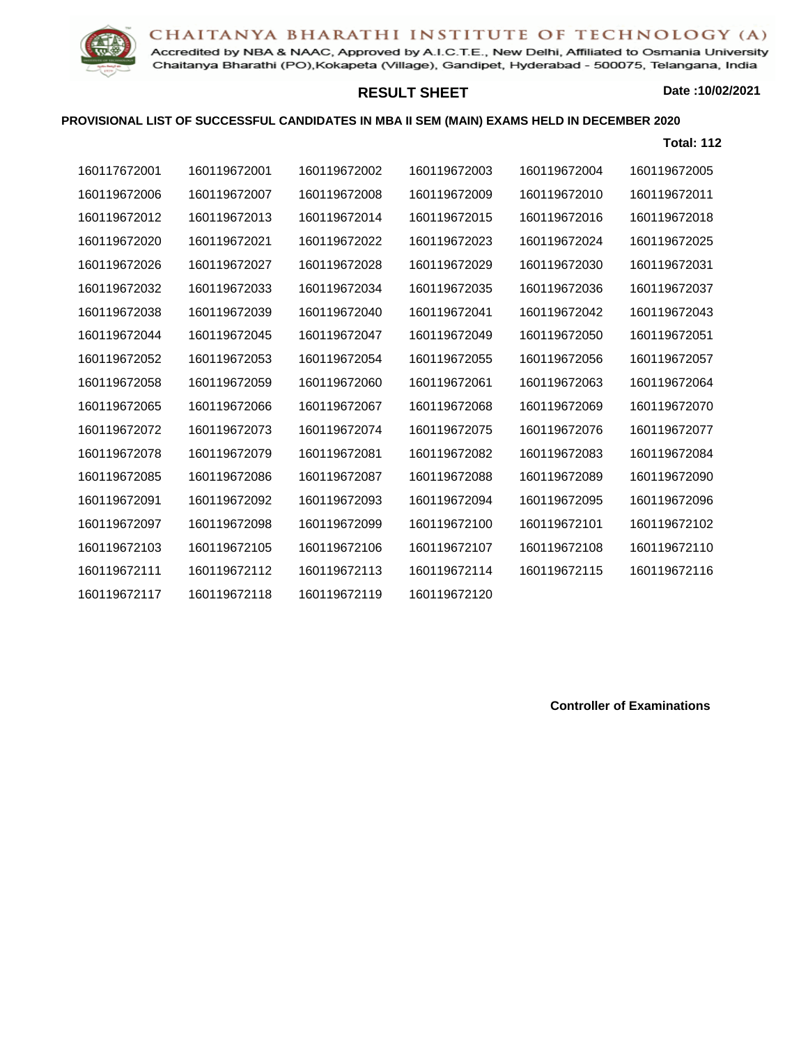# CHAITANYA BHARATHI INSTITUTE OF TECHNOLOGY (A)

Accredited by NBA & NAAC, Approved by A.I.C.T.E., New Delhi, Affiliated to Osmania University
Chaitanya Bharathi (PO),Kokapeta (Village), Gandipet, Hyderabad - 500075, Telangana, India

## RESULT SHEET

**Date :10/02/2021**

**PROVISIONAL LIST OF SUCCESSFUL CANDIDATES IN MBA II SEM (MAIN) EXAMS HELD IN DECEMBER 2020**

**Total: 112**

| | | | | | |
|---|---|---|---|---|---|
| 160117672001 | 160119672001 | 160119672002 | 160119672003 | 160119672004 | 160119672005 |
| 160119672006 | 160119672007 | 160119672008 | 160119672009 | 160119672010 | 160119672011 |
| 160119672012 | 160119672013 | 160119672014 | 160119672015 | 160119672016 | 160119672018 |
| 160119672020 | 160119672021 | 160119672022 | 160119672023 | 160119672024 | 160119672025 |
| 160119672026 | 160119672027 | 160119672028 | 160119672029 | 160119672030 | 160119672031 |
| 160119672032 | 160119672033 | 160119672034 | 160119672035 | 160119672036 | 160119672037 |
| 160119672038 | 160119672039 | 160119672040 | 160119672041 | 160119672042 | 160119672043 |
| 160119672044 | 160119672045 | 160119672047 | 160119672049 | 160119672050 | 160119672051 |
| 160119672052 | 160119672053 | 160119672054 | 160119672055 | 160119672056 | 160119672057 |
| 160119672058 | 160119672059 | 160119672060 | 160119672061 | 160119672063 | 160119672064 |
| 160119672065 | 160119672066 | 160119672067 | 160119672068 | 160119672069 | 160119672070 |
| 160119672072 | 160119672073 | 160119672074 | 160119672075 | 160119672076 | 160119672077 |
| 160119672078 | 160119672079 | 160119672081 | 160119672082 | 160119672083 | 160119672084 |
| 160119672085 | 160119672086 | 160119672087 | 160119672088 | 160119672089 | 160119672090 |
| 160119672091 | 160119672092 | 160119672093 | 160119672094 | 160119672095 | 160119672096 |
| 160119672097 | 160119672098 | 160119672099 | 160119672100 | 160119672101 | 160119672102 |
| 160119672103 | 160119672105 | 160119672106 | 160119672107 | 160119672108 | 160119672110 |
| 160119672111 | 160119672112 | 160119672113 | 160119672114 | 160119672115 | 160119672116 |
| 160119672117 | 160119672118 | 160119672119 | 160119672120 | | |

**Controller of Examinations**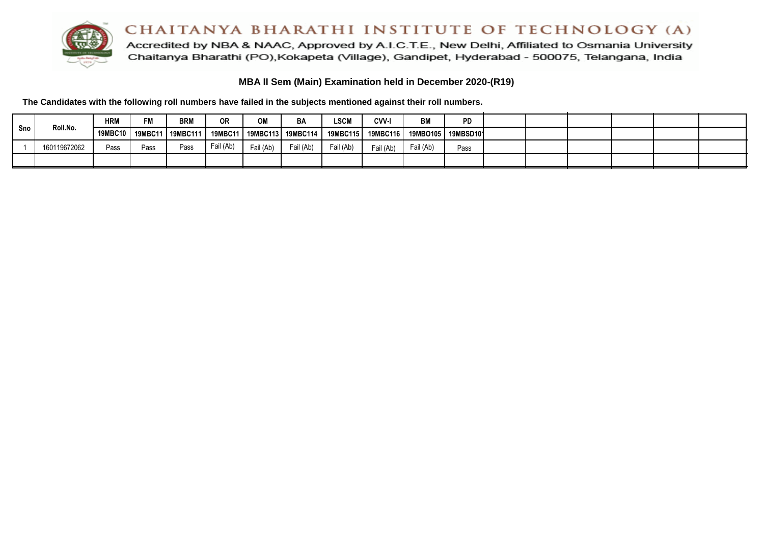# CHAITANYA BHARATHI INSTITUTE OF TECHNOLOGY (A)

Accredited by NBA & NAAC, Approved by A.I.C.T.E., New Delhi, Affiliated to Osmania University

Chaitanya Bharathi (PO),Kokapeta (Village), Gandipet, Hyderabad - 500075, Telangana, India

## MBA II Sem (Main) Examination held in December 2020-(R19)

**The Candidates with the following roll numbers have failed in the subjects mentioned against their roll numbers.**

| Sno | Roll.No. | HRM | FM | BRM | OR | OM | BA | LSCM | CVV-I | BM | PD | | | | | | |
|---|---|---|---|---|---|---|---|---|---|---|---|---|---|---|---|---|---|
| | | 19MBC10 | 19MBC11 | 19MBC111 | 19MBC11 | 19MBC113 | 19MBC114 | 19MBC115 | 19MBC116 | 19MBO105 | 19MBSD10 | | | | | | |
| 1 | 160119672062 | Pass | Pass | Pass | Fail (Ab) | Fail (Ab) | Fail (Ab) | Fail (Ab) | Fail (Ab) | Fail (Ab) | Pass | | | | | | |
| | | | | | | | | | | | | | | | | | |